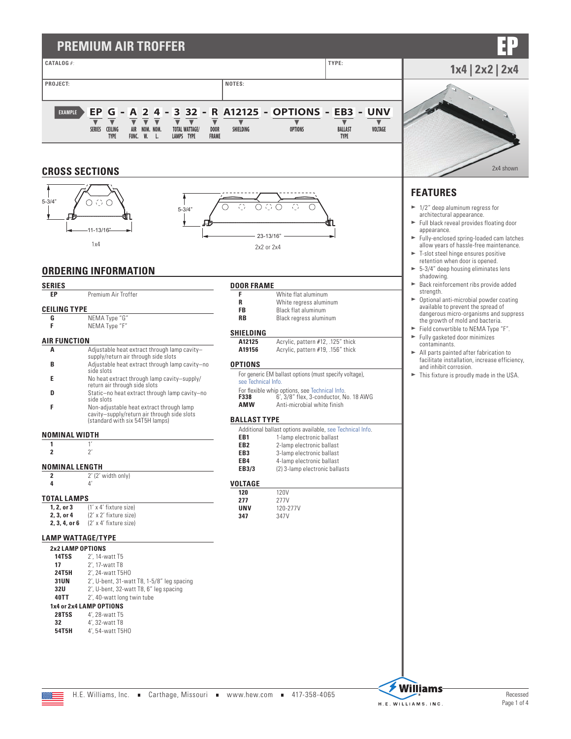# PREMIUM AIR TROFFER

**EP**

**1x4 | 2x2 | 2x4**

| CATALOG #: | | TYPE: |
|---|---|---|
| PROJECT: | NOTES: | |

**EXAMPLE** EP G - A 2 4 - 3 32 - R A12125 - OPTIONS - EB3 - UNV

| EP | G | A | 2 | 4 | 3 | 32 | R | A12125 | OPTIONS | EB3 | UNV |
|---|---|---|---|---|---|---|---|---|---|---|---|
| SERIES | CEILING TYPE | AIR FUNC. | NOM. W. | NOM. L. | TOTAL LAMPS | WATTAGE/ TYPE | DOOR FRAME | SHIELDING | OPTIONS | BALLAST TYPE | VOLTAGE |

2x4 shown

## CROSS SECTIONS

5-3/4" — 11-13/16" — 1x4

5-3/4" — 23-13/16" — 2x2 or 2x4

## FEATURES

- 1/2" deep aluminum regress for architectural appearance.
- Full black reveal provides floating door appearance.
- Fully-enclosed spring-loaded cam latches allow years of hassle-free maintenance.
- T-slot steel hinge ensures positive retention when door is opened.
- 5-3/4" deep housing eliminates lens shadowing.
- Back reinforcement ribs provide added strength.
- Optional anti-microbial powder coating available to prevent the spread of dangerous micro-organisms and suppress the growth of mold and bacteria.
- Field convertible to NEMA Type "F".
- Fully gasketed door minimizes contaminants.
- All parts painted after fabrication to facilitate installation, increase efficiency, and inhibit corrosion.
- This fixture is proudly made in the USA.

## ORDERING INFORMATION

### SERIES

| | |
|---|---|
| **EP** | Premium Air Troffer |

### CEILING TYPE

| | |
|---|---|
| **G** | NEMA Type "G" |
| **F** | NEMA Type "F" |

### AIR FUNCTION

| | |
|---|---|
| **A** | Adjustable heat extract through lamp cavity–supply/return air through side slots |
| **B** | Adjustable heat extract through lamp cavity–no side slots |
| **E** | No heat extract through lamp cavity–supply/return air through side slots |
| **D** | Static–no heat extract through lamp cavity–no side slots |
| **F** | Non-adjustable heat extract through lamp cavity–supply/return air through side slots (standard with six 54T5H lamps) |

### NOMINAL WIDTH

| | |
|---|---|
| **1** | 1' |
| **2** | 2' |

### NOMINAL LENGTH

| | |
|---|---|
| **2** | 2' (2' width only) |
| **4** | 4' |

### TOTAL LAMPS

| | |
|---|---|
| **1, 2, or 3** | (1' x 4' fixture size) |
| **2, 3, or 4** | (2' x 2' fixture size) |
| **2, 3, 4, or 6** | (2' x 4' fixture size) |

### LAMP WATTAGE/TYPE

**2x2 LAMP OPTIONS**

| | |
|---|---|
| **14T5S** | 2', 14-watt T5 |
| **17** | 2', 17-watt T8 |
| **24T5H** | 2', 24-watt T5HO |
| **31UN** | 2', U-bent, 31-watt T8, 1-5/8" leg spacing |
| **32U** | 2', U-bent, 32-watt T8, 6" leg spacing |
| **40TT** | 2', 40-watt long twin tube |

**1x4 or 2x4 LAMP OPTIONS**

| | |
|---|---|
| **28T5S** | 4', 28-watt T5 |
| **32** | 4', 32-watt T8 |
| **54T5H** | 4', 54-watt T5HO |

### DOOR FRAME

| | |
|---|---|
| **F** | White flat aluminum |
| **R** | White regress aluminum |
| **FB** | Black flat aluminum |
| **RB** | Black regress aluminum |

### SHIELDING

| | |
|---|---|
| **A12125** | Acrylic, pattern #12, .125" thick |
| **A19156** | Acrylic, pattern #19, .156" thick |

### OPTIONS

For generic EM ballast options (must specify voltage), see Technical Info.

For flexible whip options, see Technical Info.

| | |
|---|---|
| **F338** | 6', 3/8" flex, 3-conductor, No. 18 AWG |
| **AMW** | Anti-microbial white finish |

### BALLAST TYPE

Additional ballast options available, see Technical Info.

| | |
|---|---|
| **EB1** | 1-lamp electronic ballast |
| **EB2** | 2-lamp electronic ballast |
| **EB3** | 3-lamp electronic ballast |
| **EB4** | 4-lamp electronic ballast |
| **EB3/3** | (2) 3-lamp electronic ballasts |

### VOLTAGE

| | |
|---|---|
| **120** | 120V |
| **277** | 277V |
| **UNV** | 120-277V |
| **347** | 347V |

H.E. Williams, Inc. ■ Carthage, Missouri ■ www.hew.com ■ 417-358-4065

Recessed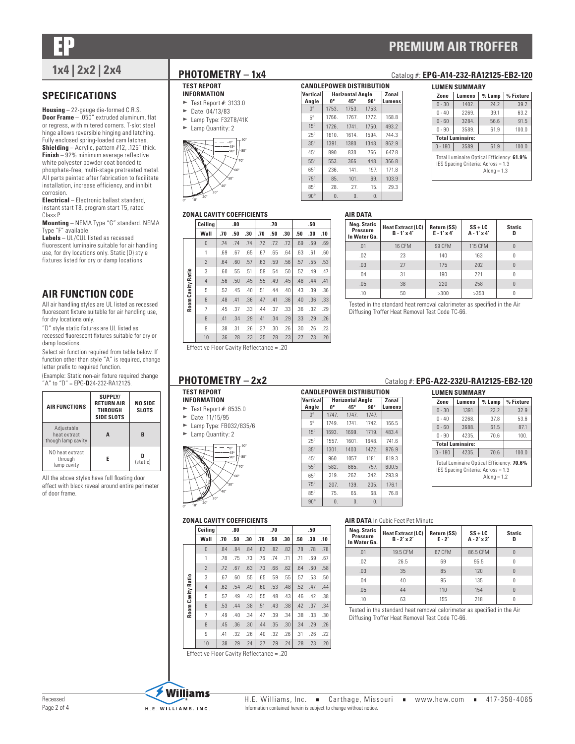# EP

# PREMIUM AIR TROFFER

## 1x4 | 2x2 | 2x4

## SPECIFICATIONS

**Housing** – 22-gauge die-formed C.R.S.
**Door Frame** – .050" extruded aluminum, flat or regress, with mitered corners. T-slot steel hinge allows reversible hinging and latching. Fully enclosed spring-loaded cam latches.
**Shielding** – Acrylic, pattern #12, .125" thick.
**Finish** – 92% minimum average reflective white polyester powder coat bonded to phosphate-free, multi-stage pretreated metal. All parts painted after fabrication to facilitate installation, increase efficiency, and inhibit corrosion.
**Electrical** – Electronic ballast standard, instant start T8, program start T5, rated Class P.
**Mounting** – NEMA Type "G" standard. NEMA Type "F" available.
**Labels** – UL/CUL listed as recessed fluorescent luminaire suitable for air handling use, for dry locations only. Static (D) style fixtures listed for dry or damp locations.

## AIR FUNCTION CODE

All air handling styles are UL listed as recessed fluorescent fixture suitable for air handling use, for dry locations only.

"D" style static fixtures are UL listed as recessed fluorescent fixtures suitable for dry or damp locations.

Select air function required from table below. If function other than style "A" is required, change letter prefix to required function.

(Example: Static non-air fixture required change "A" to "D" = EPG-**D**24-232-RA12125.

| AIR FUNCTIONS | SUPPLY/ RETURN AIR THROUGH SIDE SLOTS | NO SIDE SLOTS |
|---|---|---|
| Adjustable heat extract though lamp cavity | A | B |
| NO heat extract through lamp cavity | E | D (static) |

All the above styles have full floating door effect with black reveal around entire perimeter of door frame.

## PHOTOMETRY – 1x4

Catalog #: **EPG-A14-232-RA12125-EB2-120**

### TEST REPORT INFORMATION

- Test Report #: 3133.0
- Date: 04/13/83
- Lamp Type: F32T8/41K
- Lamp Quantity: 2

### CANDLEPOWER DISTRIBUTION

| Vertical Angle | Horizontal Angle 0° | 45° | 90° | Zonal Lumens |
|---|---|---|---|---|
| 0° | 1753. | 1753. | 1753. | |
| 5° | 1766. | 1767. | 1772. | 168.8 |
| 15° | 1726. | 1741. | 1750. | 493.2 |
| 25° | 1610. | 1614. | 1594. | 744.3 |
| 35° | 1391. | 1380. | 1348. | 862.9 |
| 45° | 890. | 830. | 766. | 647.8 |
| 55° | 553. | 366. | 448. | 366.8 |
| 65° | 236. | 141. | 197. | 171.8 |
| 75° | 85. | 101. | 69. | 103.9 |
| 85° | 28. | 27. | 15. | 29.3 |
| 90° | 0. | 0. | 0. | |

### LUMEN SUMMARY

| Zone | Lumens | % Lamp | % Fixture |
|---|---|---|---|
| 0 - 30 | 1402. | 24.2 | 39.2 |
| 0 - 40 | 2269. | 39.1 | 63.2 |
| 0 - 60 | 3284. | 56.6 | 91.5 |
| 0 - 90 | 3589. | 61.9 | 100.0 |
| **Total Luminaire:** | | | |
| 0 - 180 | 3589. | 61.9 | 100.0 |

Total Luminaire Optical Efficiency: **61.9%**
IES Spacing Criteria: Across = 1.3
Along = 1.3

### ZONAL CAVITY COEFFICIENTS

| Ceiling | .80 | | | .70 | | | .50 | | |
|---|---|---|---|---|---|---|---|---|---|
| Wall (Room Cavity Ratio) | .70 | .50 | .30 | .70 | .50 | .30 | .50 | .30 | .10 |
| 0 | .74 | .74 | .74 | .72 | .72 | .72 | .69 | .69 | .69 |
| 1 | .69 | .67 | .65 | .67 | .65 | .64 | .63 | .61 | .60 |
| 2 | .64 | .60 | .57 | .63 | .59 | .56 | .57 | .55 | .53 |
| 3 | .60 | .55 | .51 | .59 | .54 | .50 | .52 | .49 | .47 |
| 4 | .56 | .50 | .45 | .55 | .49 | .45 | .48 | .44 | .41 |
| 5 | .52 | .45 | .40 | .51 | .44 | .40 | .43 | .39 | .36 |
| 6 | .48 | .41 | .36 | .47 | .41 | .36 | .40 | .36 | .33 |
| 7 | .45 | .37 | .33 | .44 | .37 | .33 | .36 | .32 | .29 |
| 8 | .41 | .34 | .29 | .41 | .34 | .29 | .33 | .29 | .26 |
| 9 | .38 | .31 | .26 | .37 | .30 | .26 | .30 | .26 | .23 |
| 10 | .36 | .28 | .23 | .35 | .28 | .23 | .27 | .23 | .20 |

Effective Floor Cavity Reflectance = .20

### AIR DATA

| Neg. Static Pressure In Water Ga. | Heat Extract (LC) B - 1' x 4' | Return (SS) E - 1' x 4' | SS + LC A - 1' x 4' | Static D |
|---|---|---|---|---|
| .01 | 16 CFM | 99 CFM | 115 CFM | 0 |
| .02 | 23 | 140 | 163 | 0 |
| .03 | 27 | 175 | 202 | 0 |
| .04 | 31 | 190 | 221 | 0 |
| .05 | 38 | 220 | 258 | 0 |
| .10 | 50 | >300 | >350 | 0 |

Tested in the standard heat removal calorimeter as specified in the Air Diffusing Troffer Heat Removal Test Code TC-66.

## PHOTOMETRY – 2x2

Catalog #: **EPG-A22-232U-RA12125-EB2-120**

### TEST REPORT INFORMATION

- Test Report #: 8535.0
- Date: 11/15/95
- Lamp Type: FB032/835/6
- Lamp Quantity: 2

### CANDLEPOWER DISTRIBUTION

| Vertical Angle | Horizontal Angle 0° | 45° | 90° | Zonal Lumens |
|---|---|---|---|---|
| 0° | 1747. | 1747. | 1747. | |
| 5° | 1749. | 1741. | 1742. | 166.5 |
| 15° | 1693. | 1699. | 1719. | 483.4 |
| 25° | 1557. | 1601. | 1648. | 741.6 |
| 35° | 1301. | 1403. | 1472. | 876.9 |
| 45° | 960. | 1057. | 1181. | 819.3 |
| 55° | 582. | 665. | 757. | 600.5 |
| 65° | 319. | 262. | 342. | 293.9 |
| 75° | 207. | 139. | 205. | 176.1 |
| 85° | 75. | 65. | 68. | 76.8 |
| 90° | 0. | 0. | 0. | |

### LUMEN SUMMARY

| Zone | Lumens | % Lamp | % Fixture |
|---|---|---|---|
| 0 - 30 | 1391. | 23.2 | 32.9 |
| 0 - 40 | 2268. | 37.8 | 53.6 |
| 0 - 60 | 3688. | 61.5 | 87.1 |
| 0 - 90 | 4235. | 70.6 | 100. |
| **Total Luminaire:** | | | |
| 0 - 180 | 4235. | 70.6 | 100.0 |

Total Luminaire Optical Efficiency: **70.6%**
IES Spacing Criteria: Across = 1.3
Along = 1.2

### ZONAL CAVITY COEFFICIENTS

| Ceiling | .80 | | | .70 | | | .50 | | |
|---|---|---|---|---|---|---|---|---|---|
| Wall (Room Cavity Ratio) | .70 | .50 | .30 | .70 | .50 | .30 | .50 | .30 | .10 |
| 0 | .84 | .84 | .84 | .82 | .82 | .82 | .78 | .78 | .78 |
| 1 | .78 | .75 | .73 | .76 | .74 | .71 | .71 | .69 | .67 |
| 2 | .72 | .67 | .63 | .70 | .66 | .62 | .64 | .60 | .58 |
| 3 | .67 | .60 | .55 | .65 | .59 | .55 | .57 | .53 | .50 |
| 4 | .62 | .54 | .49 | .60 | .53 | .48 | .52 | .47 | .44 |
| 5 | .57 | .49 | .43 | .55 | .48 | .43 | .46 | .42 | .38 |
| 6 | .53 | .44 | .38 | .51 | .43 | .38 | .42 | .37 | .34 |
| 7 | .49 | .40 | .34 | .47 | .39 | .34 | .38 | .33 | .30 |
| 8 | .45 | .36 | .30 | .44 | .35 | .30 | .34 | .29 | .26 |
| 9 | .41 | .32 | .26 | .40 | .32 | .26 | .31 | .26 | .22 |
| 10 | .38 | .29 | .24 | .37 | .29 | .24 | .28 | .23 | .20 |

Effective Floor Cavity Reflectance = .20

### AIR DATA In Cubic Feet Pet Minute

| Neg. Static Pressure In Water Ga. | Heat Extract (LC) B - 2' x 2' | Return (SS) E - 2' | SS + LC A - 2' x 2' | Static D |
|---|---|---|---|---|
| .01 | 19.5 CFM | 67 CFM | 86.5 CFM | 0 |
| .02 | 26.5 | 69 | 95.5 | 0 |
| .03 | 35 | 85 | 120 | 0 |
| .04 | 40 | 95 | 135 | 0 |
| .05 | 44 | 110 | 154 | 0 |
| .10 | 63 | 155 | 218 | 0 |

Tested in the standard heat removal calorimeter as specified in the Air Diffusing Troffer Heat Removal Test Code TC-66.

H.E. Williams, Inc. ■ Carthage, Missouri ■ www.hew.com ■ 417-358-4065
Information contained herein is subject to change without notice.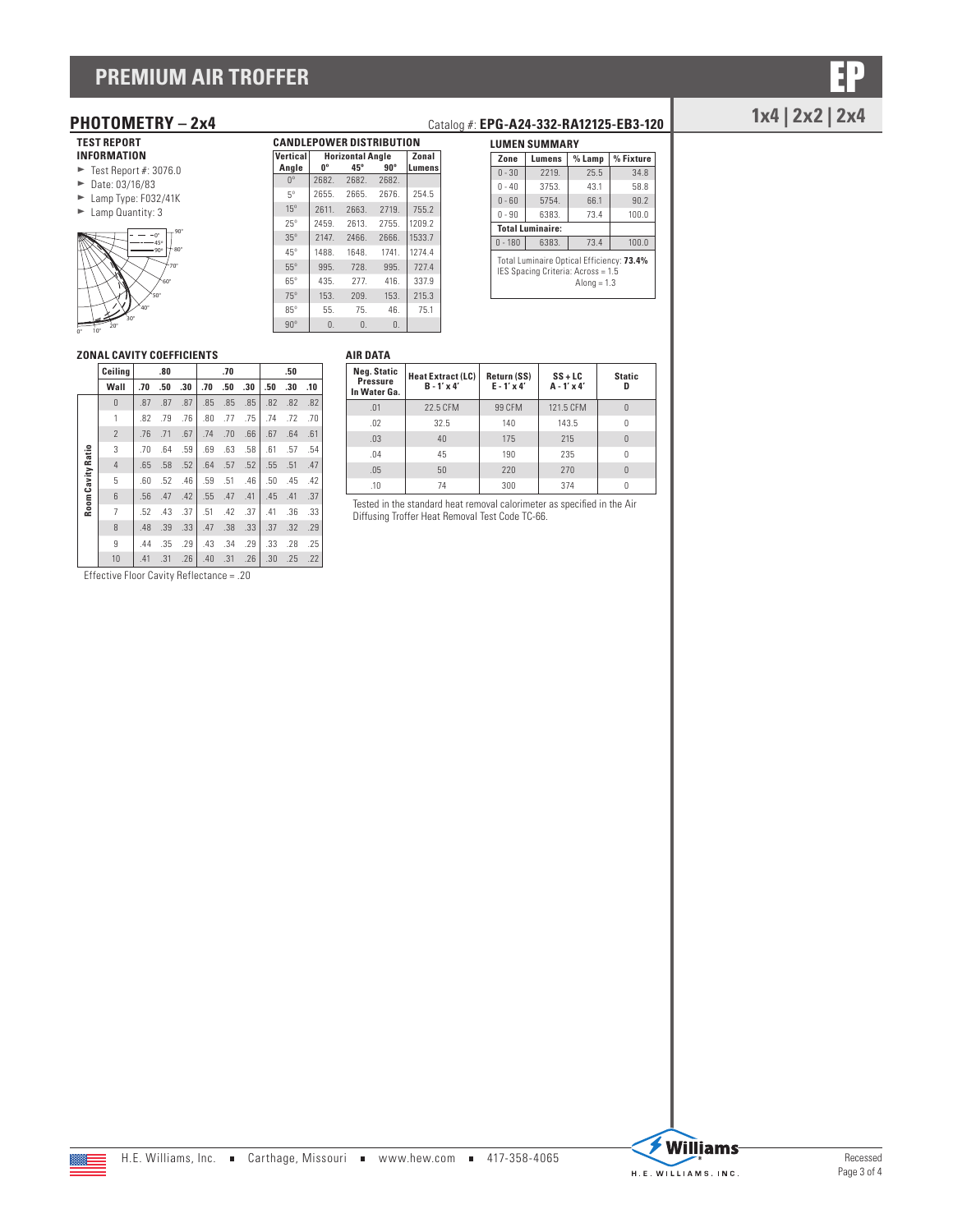# PREMIUM AIR TROFFER

EP

1x4 | 2x2 | 2x4

## PHOTOMETRY – 2x4

Catalog #: **EPG-A24-332-RA12125-EB3-120**

### TEST REPORT INFORMATION

- Test Report #: 3076.0
- Date: 03/16/83
- Lamp Type: F032/41K
- Lamp Quantity: 3

### CANDLEPOWER DISTRIBUTION

| Vertical Angle | Horizontal Angle 0° | 45° | 90° | Zonal Lumens |
|---|---|---|---|---|
| 0° | 2682. | 2682. | 2682. | |
| 5° | 2655. | 2665. | 2676. | 254.5 |
| 15° | 2611. | 2663. | 2719. | 755.2 |
| 25° | 2459. | 2613. | 2755. | 1209.2 |
| 35° | 2147. | 2466. | 2666. | 1533.7 |
| 45° | 1488. | 1648. | 1741. | 1274.4 |
| 55° | 995. | 728. | 995. | 727.4 |
| 65° | 435. | 277. | 416. | 337.9 |
| 75° | 153. | 209. | 153. | 215.3 |
| 85° | 55. | 75. | 46. | 75.1 |
| 90° | 0. | 0. | 0. | |

### LUMEN SUMMARY

| Zone | Lumens | % Lamp | % Fixture |
|---|---|---|---|
| 0 - 30 | 2219. | 25.5 | 34.8 |
| 0 - 40 | 3753. | 43.1 | 58.8 |
| 0 - 60 | 5754. | 66.1 | 90.2 |
| 0 - 90 | 6383. | 73.4 | 100.0 |
| **Total Luminaire:** | | | |
| 0 - 180 | 6383. | 73.4 | 100.0 |

Total Luminaire Optical Efficiency: **73.4%**
IES Spacing Criteria: Across = 1.5
Along = 1.3

### ZONAL CAVITY COEFFICIENTS

| Ceiling | .80 | | | .70 | | | .50 | | |
|---|---|---|---|---|---|---|---|---|---|
| **Wall** | .70 | .50 | .30 | .70 | .50 | .30 | .50 | .30 | .10 |
| **Room Cavity Ratio 0** | .87 | .87 | .87 | .85 | .85 | .85 | .82 | .82 | .82 |
| 1 | .82 | .79 | .76 | .80 | .77 | .75 | .74 | .72 | .70 |
| 2 | .76 | .71 | .67 | .74 | .70 | .66 | .67 | .64 | .61 |
| 3 | .70 | .64 | .59 | .69 | .63 | .58 | .61 | .57 | .54 |
| 4 | .65 | .58 | .52 | .64 | .57 | .52 | .55 | .51 | .47 |
| 5 | .60 | .52 | .46 | .59 | .51 | .46 | .50 | .45 | .42 |
| 6 | .56 | .47 | .42 | .55 | .47 | .41 | .45 | .41 | .37 |
| 7 | .52 | .43 | .37 | .51 | .42 | .37 | .41 | .36 | .33 |
| 8 | .48 | .39 | .33 | .47 | .38 | .33 | .37 | .32 | .29 |
| 9 | .44 | .35 | .29 | .43 | .34 | .29 | .33 | .28 | .25 |
| 10 | .41 | .31 | .26 | .40 | .31 | .26 | .30 | .25 | .22 |

Effective Floor Cavity Reflectance = .20

### AIR DATA

| Neg. Static Pressure In Water Ga. | Heat Extract (LC) B - 1' x 4' | Return (SS) E - 1' x 4' | SS + LC A - 1' x 4' | Static D |
|---|---|---|---|---|
| .01 | 22.5 CFM | 99 CFM | 121.5 CFM | 0 |
| .02 | 32.5 | 140 | 143.5 | 0 |
| .03 | 40 | 175 | 215 | 0 |
| .04 | 45 | 190 | 235 | 0 |
| .05 | 50 | 220 | 270 | 0 |
| .10 | 74 | 300 | 374 | 0 |

Tested in the standard heat removal calorimeter as specified in the Air Diffusing Troffer Heat Removal Test Code TC-66.

H.E. Williams, Inc. ■ Carthage, Missouri ■ www.hew.com ■ 417-358-4065

Recessed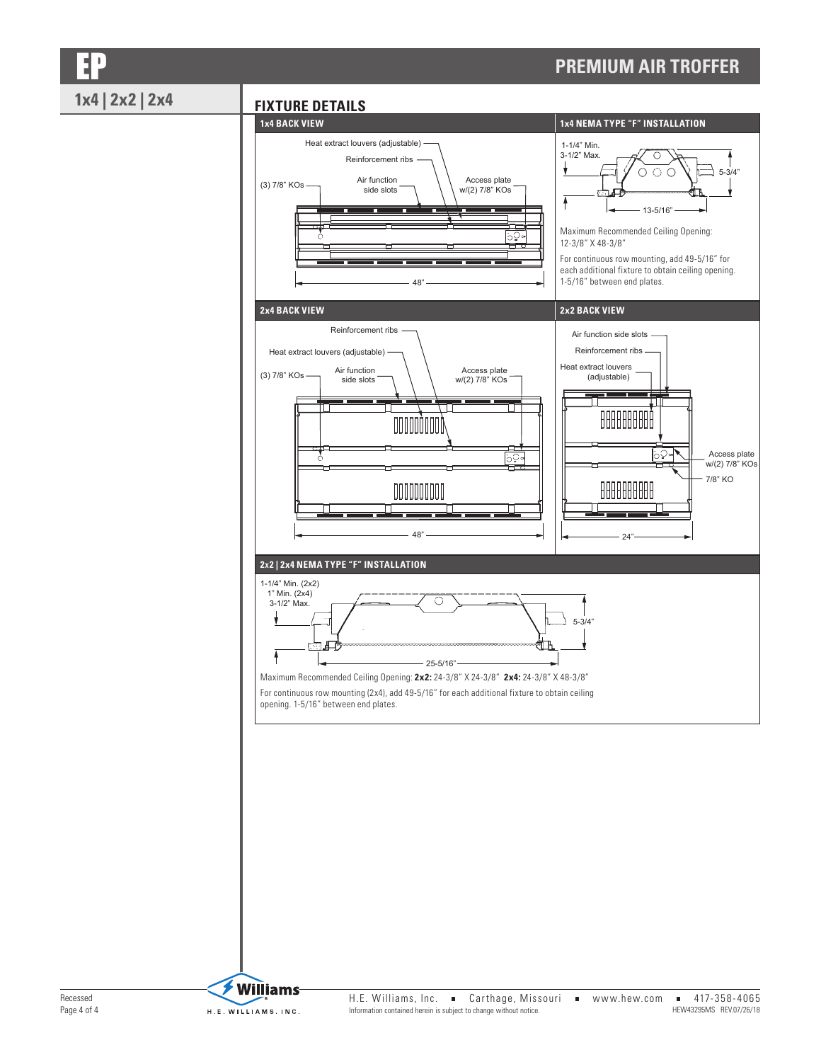# EP

# PREMIUM AIR TROFFER

## 1x4 | 2x2 | 2x4

## FIXTURE DETAILS

### 1x4 BACK VIEW

Heat extract louvers (adjustable)
Reinforcement ribs
(3) 7/8" KOs
Air function side slots
Access plate w/(2) 7/8" KOs
48"

### 1x4 NEMA TYPE "F" INSTALLATION

1-1/4" Min.
3-1/2" Max.
5-3/4"
13-5/16"

Maximum Recommended Ceiling Opening: 12-3/8" X 48-3/8"

For continuous row mounting, add 49-5/16" for each additional fixture to obtain ceiling opening. 1-5/16" between end plates.

### 2x4 BACK VIEW

Reinforcement ribs
Heat extract louvers (adjustable)
(3) 7/8" KOs
Air function side slots
Access plate w/(2) 7/8" KOs
48"

### 2x2 BACK VIEW

Air function side slots
Reinforcement ribs
Heat extract louvers (adjustable)
Access plate w/(2) 7/8" KOs
7/8" KO
24"

### 2x2 | 2x4 NEMA TYPE "F" INSTALLATION

1-1/4" Min. (2x2)
1" Min. (2x4)
3-1/2" Max.
5-3/4"
25-5/16"

Maximum Recommended Ceiling Opening: **2x2:** 24-3/8" X 24-3/8" **2x4:** 24-3/8" X 48-3/8"

For continuous row mounting (2x4), add 49-5/16" for each additional fixture to obtain ceiling opening. 1-5/16" between end plates.

Recessed

H.E. Williams, Inc. ■ Carthage, Missouri ■ www.hew.com ■ 417-358-4065
Information contained herein is subject to change without notice. HEW43295MS REV.07/26/18